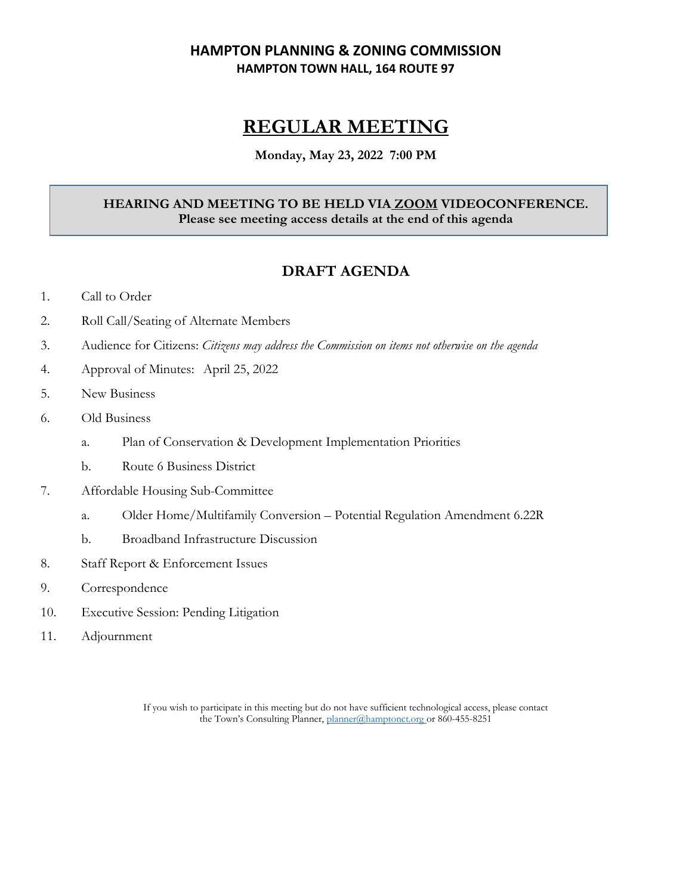**HAMPTON PLANNING & ZONING COMMISSION**
**HAMPTON TOWN HALL, 164 ROUTE 97**

# REGULAR MEETING

**Monday, May 23, 2022 7:00 PM**

**HEARING AND MEETING TO BE HELD VIA ZOOM VIDEOCONFERENCE.**
**Please see meeting access details at the end of this agenda**

## DRAFT AGENDA

1. Call to Order
2. Roll Call/Seating of Alternate Members
3. Audience for Citizens: *Citizens may address the Commission on items not otherwise on the agenda*
4. Approval of Minutes: April 25, 2022
5. New Business
6. Old Business
   a. Plan of Conservation & Development Implementation Priorities
   b. Route 6 Business District
7. Affordable Housing Sub-Committee
   a. Older Home/Multifamily Conversion – Potential Regulation Amendment 6.22R
   b. Broadband Infrastructure Discussion
8. Staff Report & Enforcement Issues
9. Correspondence
10. Executive Session: Pending Litigation
11. Adjournment

If you wish to participate in this meeting but do not have sufficient technological access, please contact the Town's Consulting Planner, planner@hamptonct.org or 860-455-8251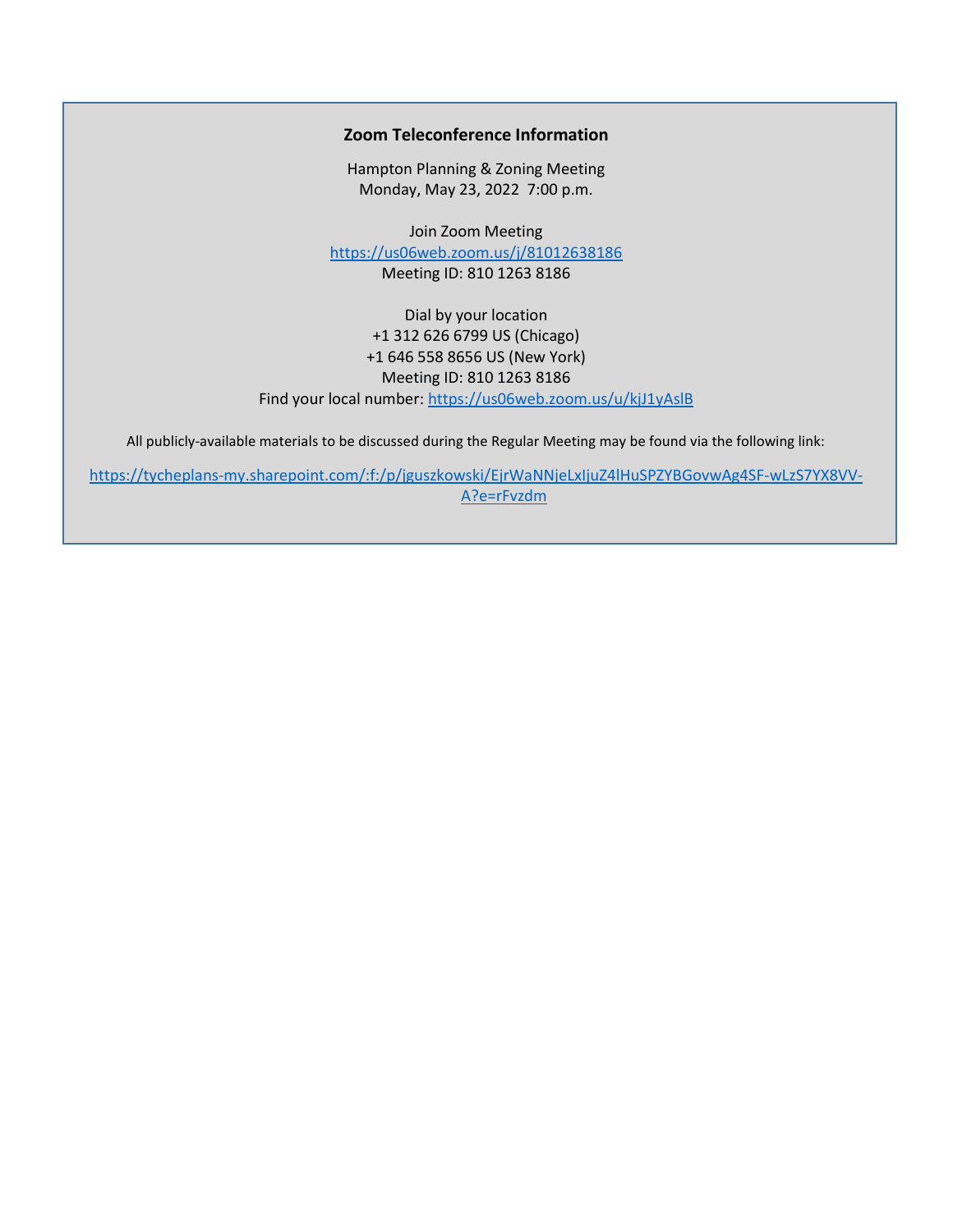**Zoom Teleconference Information**

Hampton Planning & Zoning Meeting
Monday, May 23, 2022 7:00 p.m.

Join Zoom Meeting
https://us06web.zoom.us/j/81012638186
Meeting ID: 810 1263 8186

Dial by your location
+1 312 626 6799 US (Chicago)
+1 646 558 8656 US (New York)
Meeting ID: 810 1263 8186
Find your local number: https://us06web.zoom.us/u/kjJ1yAslB

All publicly-available materials to be discussed during the Regular Meeting may be found via the following link:

https://tycheplans-my.sharepoint.com/:f:/p/jguszkowski/EjrWaNNjeLxIjuZ4lHuSPZYBGovwAg4SF-wLzS7YX8VV-A?e=rFvzdm